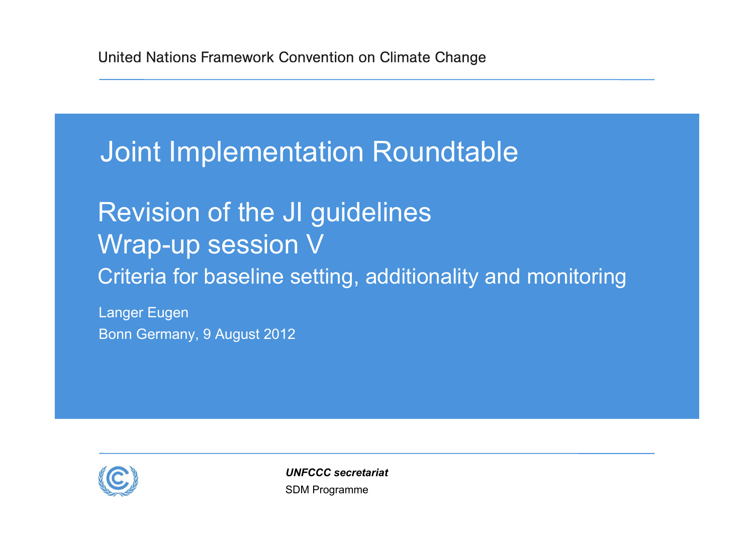United Nations Framework Convention on Climate Change

# Joint Implementation Roundtable

## Revision of the JI guidelines
## Wrap-up session V

### Criteria for baseline setting, additionality and monitoring

Langer Eugen

Bonn Germany, 9 August 2012

***UNFCCC secretariat***

SDM Programme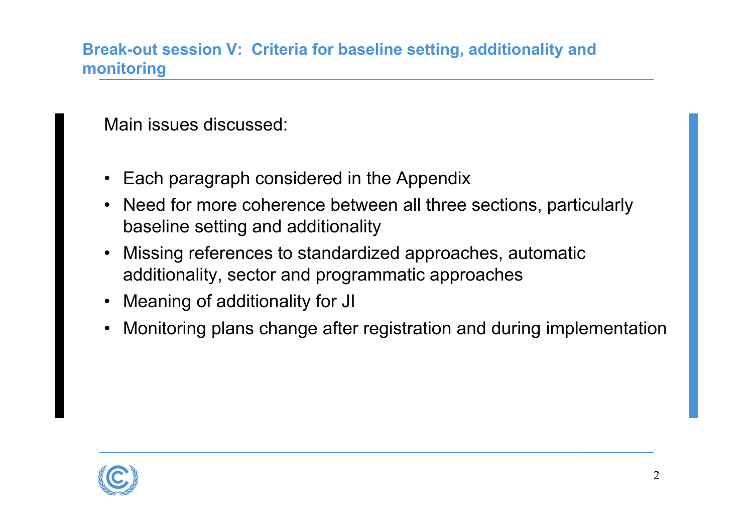## Break-out session V: Criteria for baseline setting, additionality and monitoring

Main issues discussed:

- Each paragraph considered in the Appendix
- Need for more coherence between all three sections, particularly baseline setting and additionality
- Missing references to standardized approaches, automatic additionality, sector and programmatic approaches
- Meaning of additionality for JI
- Monitoring plans change after registration and during implementation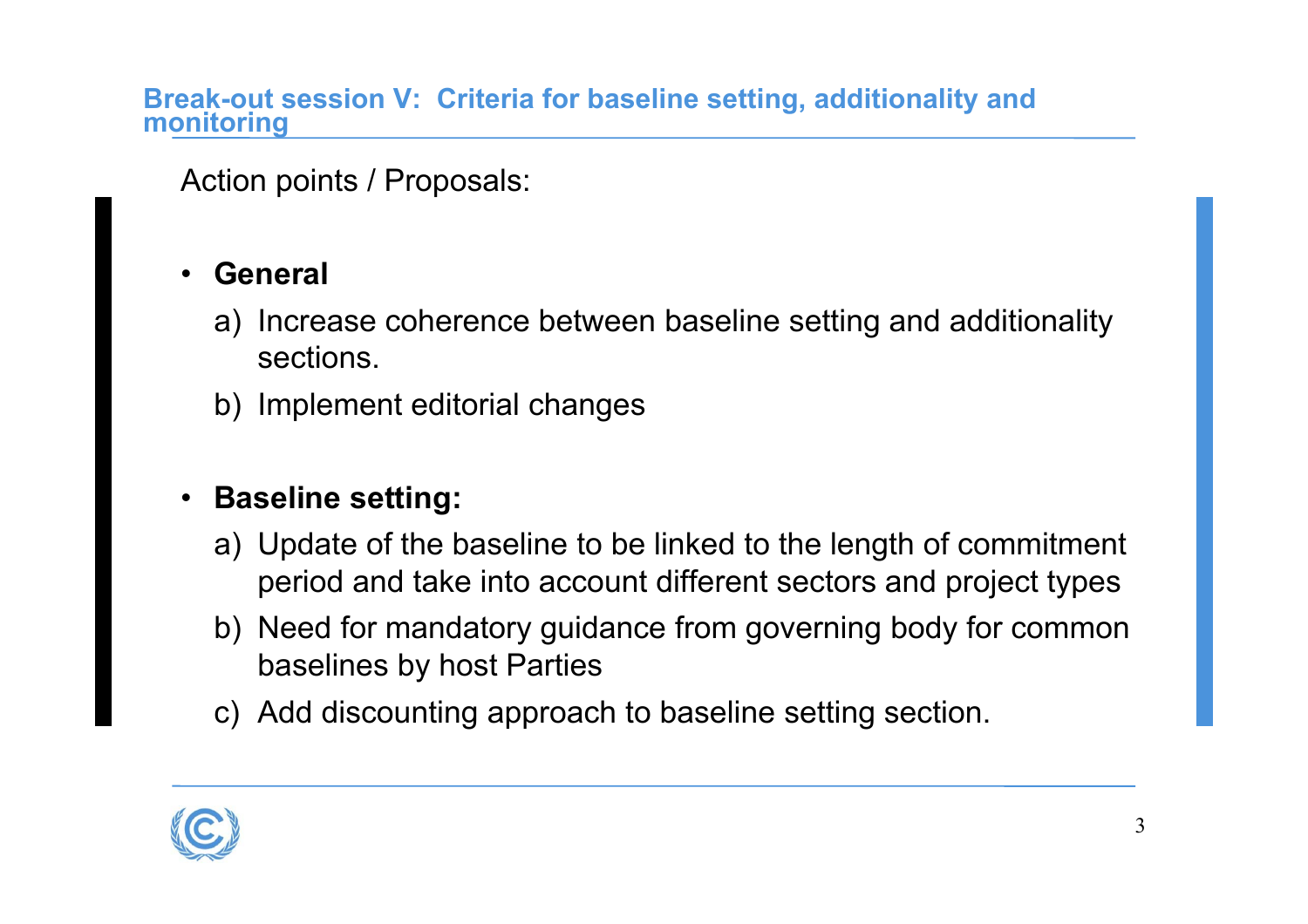## Break-out session V: Criteria for baseline setting, additionality and monitoring

Action points / Proposals:

- **General**
  a) Increase coherence between baseline setting and additionality sections.
  b) Implement editorial changes

- **Baseline setting:**
  a) Update of the baseline to be linked to the length of commitment period and take into account different sectors and project types
  b) Need for mandatory guidance from governing body for common baselines by host Parties
  c) Add discounting approach to baseline setting section.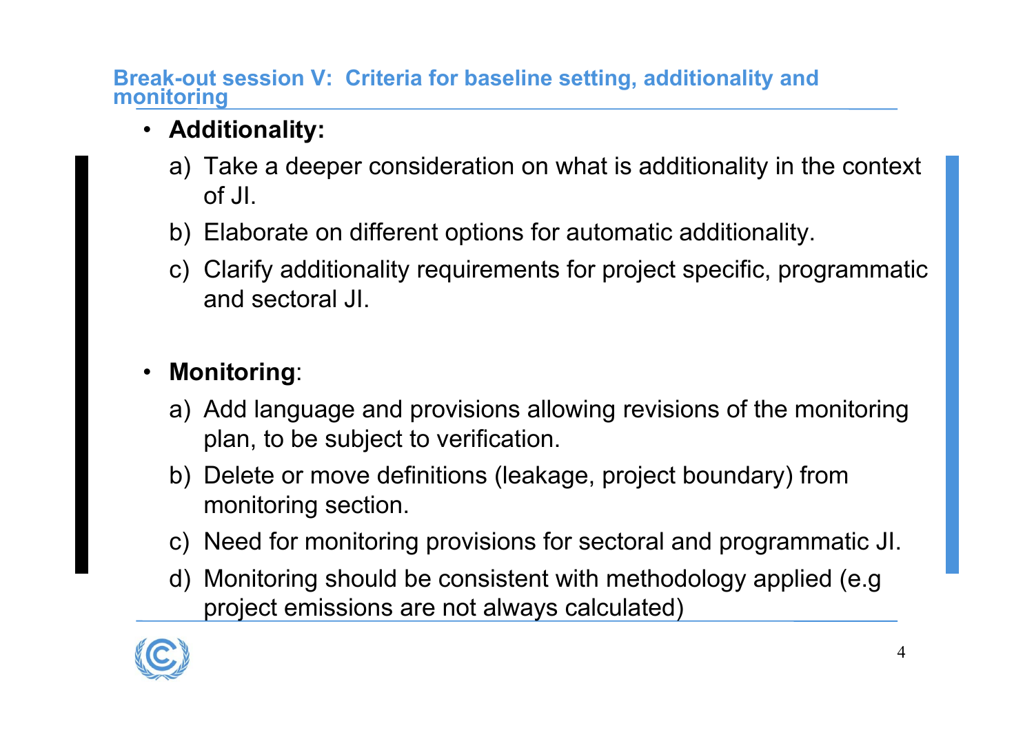## Break-out session V: Criteria for baseline setting, additionality and monitoring

- **Additionality:**
  - a) Take a deeper consideration on what is additionality in the context of JI.
  - b) Elaborate on different options for automatic additionality.
  - c) Clarify additionality requirements for project specific, programmatic and sectoral JI.

- **Monitoring**:
  - a) Add language and provisions allowing revisions of the monitoring plan, to be subject to verification.
  - b) Delete or move definitions (leakage, project boundary) from monitoring section.
  - c) Need for monitoring provisions for sectoral and programmatic JI.
  - d) Monitoring should be consistent with methodology applied (e.g project emissions are not always calculated)